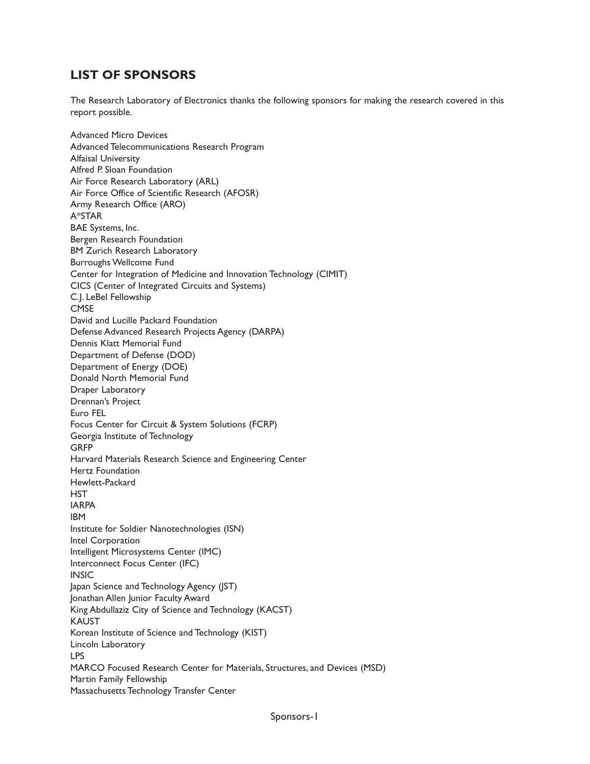## LIST OF SPONSORS

The Research Laboratory of Electronics thanks the following sponsors for making the research covered in this report possible.

Advanced Micro Devices
Advanced Telecommunications Research Program
Alfaisal University
Alfred P. Sloan Foundation
Air Force Research Laboratory (ARL)
Air Force Office of Scientific Research (AFOSR)
Army Research Office (ARO)
A*STAR
BAE Systems, Inc.
Bergen Research Foundation
BM Zurich Research Laboratory
Burroughs Wellcome Fund
Center for Integration of Medicine and Innovation Technology (CIMIT)
CICS (Center of Integrated Circuits and Systems)
C.J. LeBel Fellowship
CMSE
David and Lucille Packard Foundation
Defense Advanced Research Projects Agency (DARPA)
Dennis Klatt Memorial Fund
Department of Defense (DOD)
Department of Energy (DOE)
Donald North Memorial Fund
Draper Laboratory
Drennan's Project
Euro FEL
Focus Center for Circuit & System Solutions (FCRP)
Georgia Institute of Technology
GRFP
Harvard Materials Research Science and Engineering Center
Hertz Foundation
Hewlett-Packard
HST
IARPA
IBM
Institute for Soldier Nanotechnologies (ISN)
Intel Corporation
Intelligent Microsystems Center (IMC)
Interconnect Focus Center (IFC)
INSIC
Japan Science and Technology Agency (JST)
Jonathan Allen Junior Faculty Award
King Abdullaziz City of Science and Technology (KACST)
KAUST
Korean Institute of Science and Technology (KIST)
Lincoln Laboratory
LPS
MARCO Focused Research Center for Materials, Structures, and Devices (MSD)
Martin Family Fellowship
Massachusetts Technology Transfer Center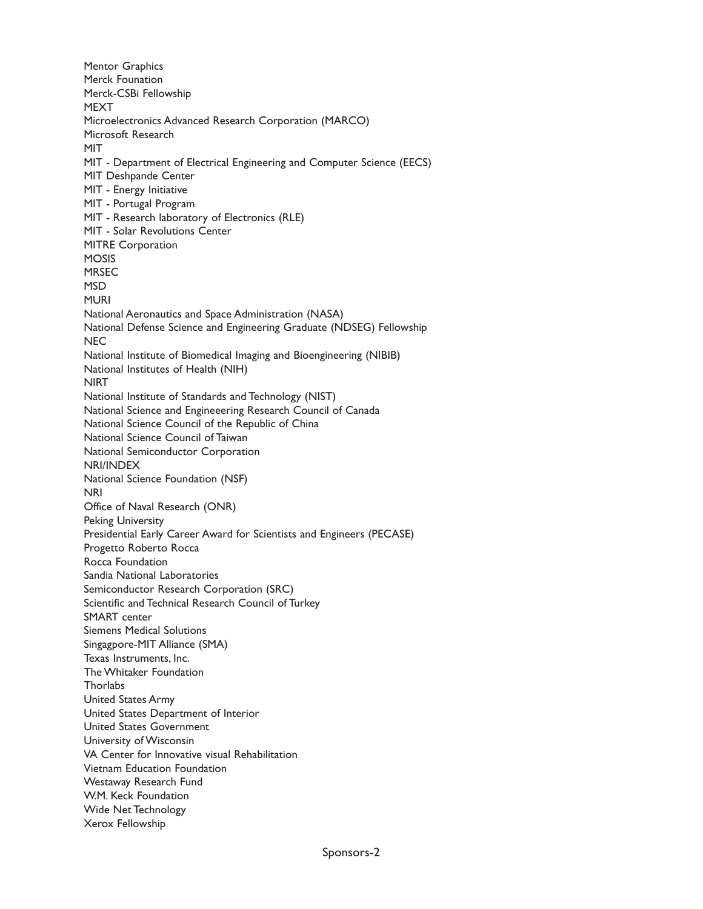Mentor Graphics
Merck Founation
Merck-CSBi Fellowship
MEXT
Microelectronics Advanced Research Corporation (MARCO)
Microsoft Research
MIT
MIT - Department of Electrical Engineering and Computer Science (EECS)
MIT Deshpande Center
MIT - Energy Initiative
MIT - Portugal Program
MIT - Research laboratory of Electronics (RLE)
MIT - Solar Revolutions Center
MITRE Corporation
MOSIS
MRSEC
MSD
MURI
National Aeronautics and Space Administration (NASA)
National Defense Science and Engineering Graduate (NDSEG) Fellowship
NEC
National Institute of Biomedical Imaging and Bioengineering (NIBIB)
National Institutes of Health (NIH)
NIRT
National Institute of Standards and Technology (NIST)
National Science and Engineeering Research Council of Canada
National Science Council of the Republic of China
National Science Council of Taiwan
National Semiconductor Corporation
NRI/INDEX
National Science Foundation (NSF)
NRI
Office of Naval Research (ONR)
Peking University
Presidential Early Career Award for Scientists and Engineers (PECASE)
Progetto Roberto Rocca
Rocca Foundation
Sandia National Laboratories
Semiconductor Research Corporation (SRC)
Scientific and Technical Research Council of Turkey
SMART center
Siemens Medical Solutions
Singagpore-MIT Alliance (SMA)
Texas Instruments, Inc.
The Whitaker Foundation
Thorlabs
United States Army
United States Department of Interior
United States Government
University of Wisconsin
VA Center for Innovative visual Rehabilitation
Vietnam Education Foundation
Westaway Research Fund
W.M. Keck Foundation
Wide Net Technology
Xerox Fellowship